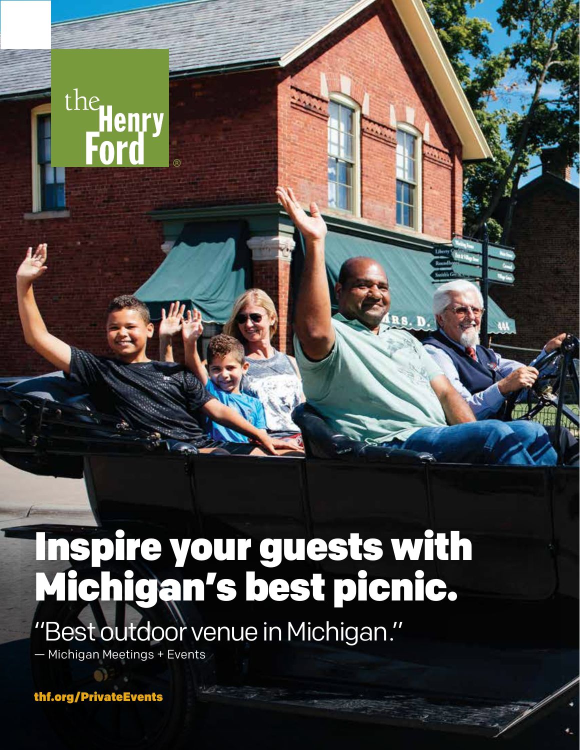the Henry Ford®

# Inspire your guests with Michigan's best picnic.

"Best outdoor venue in Michigan."

— Michigan Meetings + Events

**thf.org/PrivateEvents**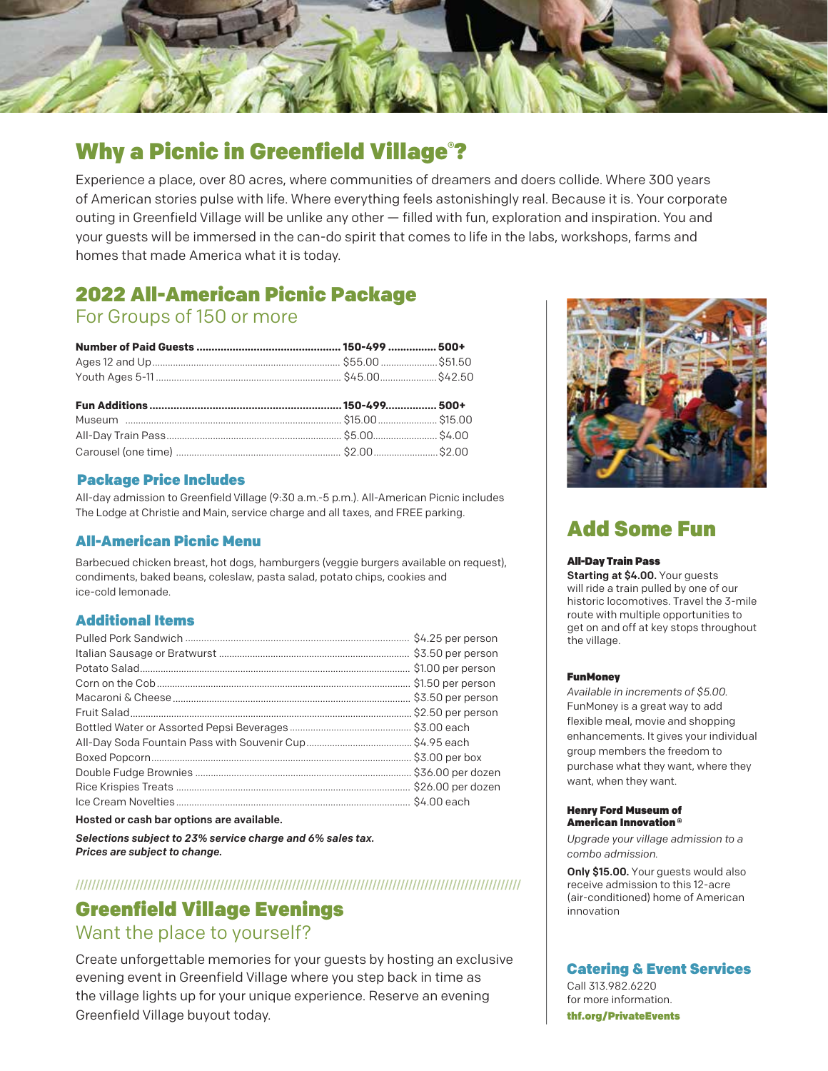## Why a Picnic in Greenfield Village®?

Experience a place, over 80 acres, where communities of dreamers and doers collide. Where 300 years of American stories pulse with life. Where everything feels astonishingly real. Because it is. Your corporate outing in Greenfield Village will be unlike any other — filled with fun, exploration and inspiration. You and your guests will be immersed in the can-do spirit that comes to life in the labs, workshops, farms and homes that made America what it is today.

## 2022 All-American Picnic Package

For Groups of 150 or more

| Number of Paid Guests | 150-499 | 500+ |
|---|---|---|
| Ages 12 and Up | $55.00 | $51.50 |
| Youth Ages 5-11 | $45.00 | $42.50 |

| Fun Additions | 150-499 | 500+ |
|---|---|---|
| Museum | $15.00 | $15.00 |
| All-Day Train Pass | $5.00 | $4.00 |
| Carousel (one time) | $2.00 | $2.00 |

### Package Price Includes

All-day admission to Greenfield Village (9:30 a.m.-5 p.m.). All-American Picnic includes The Lodge at Christie and Main, service charge and all taxes, and FREE parking.

### All-American Picnic Menu

Barbecued chicken breast, hot dogs, hamburgers (veggie burgers available on request), condiments, baked beans, coleslaw, pasta salad, potato chips, cookies and ice-cold lemonade.

### Additional Items

| | |
|---|---|
| Pulled Pork Sandwich | $4.25 per person |
| Italian Sausage or Bratwurst | $3.50 per person |
| Potato Salad | $1.00 per person |
| Corn on the Cob | $1.50 per person |
| Macaroni & Cheese | $3.50 per person |
| Fruit Salad | $2.50 per person |
| Bottled Water or Assorted Pepsi Beverages | $3.00 each |
| All-Day Soda Fountain Pass with Souvenir Cup | $4.95 each |
| Boxed Popcorn | $3.00 per box |
| Double Fudge Brownies | $36.00 per dozen |
| Rice Krispies Treats | $26.00 per dozen |
| Ice Cream Novelties | $4.00 each |

**Hosted or cash bar options are available.**

***Selections subject to 23% service charge and 6% sales tax. Prices are subject to change.***

## Greenfield Village Evenings

Want the place to yourself?

Create unforgettable memories for your guests by hosting an exclusive evening event in Greenfield Village where you step back in time as the village lights up for your unique experience. Reserve an evening Greenfield Village buyout today.

## Add Some Fun

#### All-Day Train Pass

**Starting at $4.00.** Your guests will ride a train pulled by one of our historic locomotives. Travel the 3-mile route with multiple opportunities to get on and off at key stops throughout the village.

#### FunMoney

*Available in increments of $5.00.* FunMoney is a great way to add flexible meal, movie and shopping enhancements. It gives your individual group members the freedom to purchase what they want, where they want, when they want.

#### Henry Ford Museum of American Innovation®

*Upgrade your village admission to a combo admission.*

**Only $15.00.** Your guests would also receive admission to this 12-acre (air-conditioned) home of American innovation

### Catering & Event Services

Call 313.982.6220 for more information.

**thf.org/PrivateEvents**